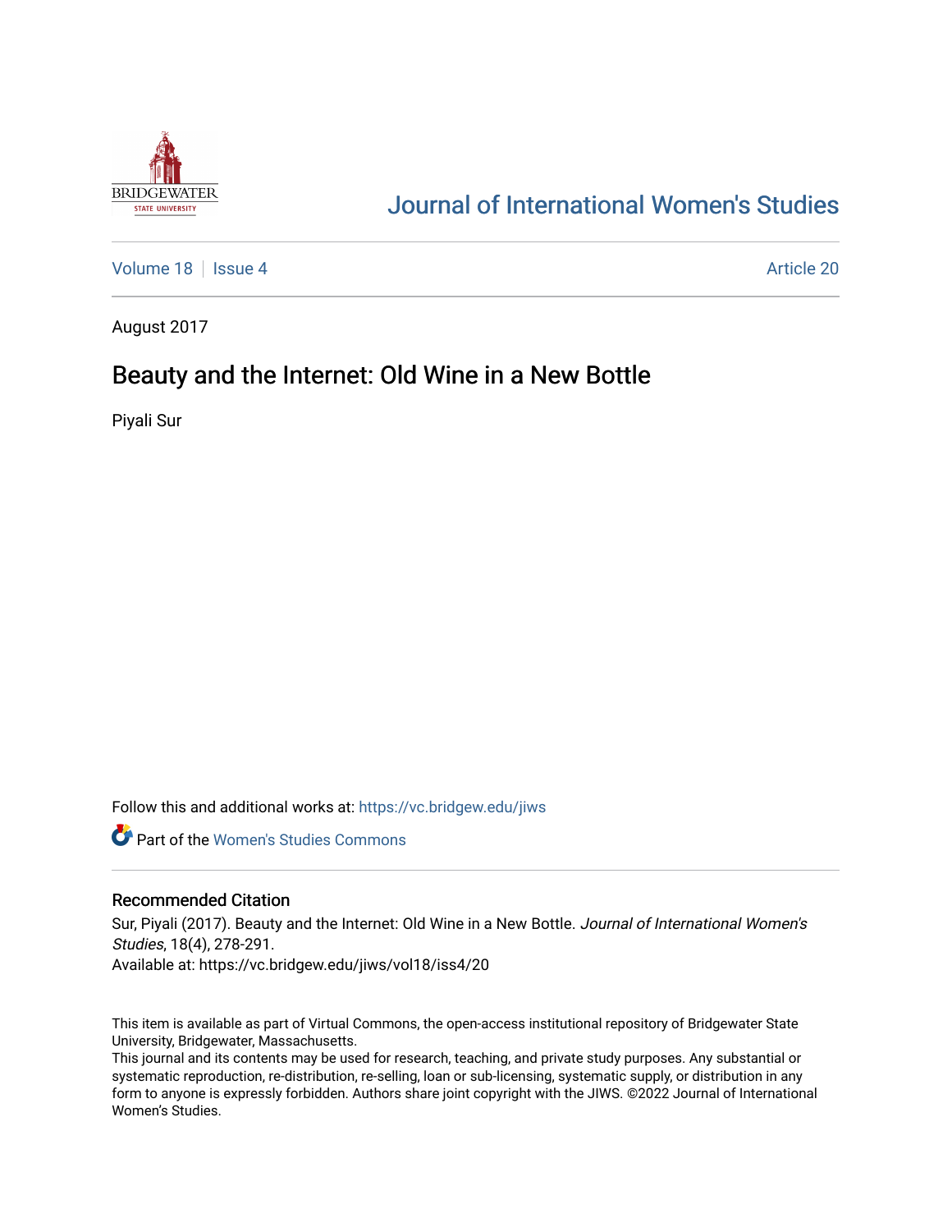# Journal of International Women's Studies

Volume 18 | Issue 4 | Article 20

August 2017

## Beauty and the Internet: Old Wine in a New Bottle

Piyali Sur

Follow this and additional works at: https://vc.bridgew.edu/jiws

Part of the Women's Studies Commons

### Recommended Citation

Sur, Piyali (2017). Beauty and the Internet: Old Wine in a New Bottle. *Journal of International Women's Studies*, 18(4), 278-291.
Available at: https://vc.bridgew.edu/jiws/vol18/iss4/20

This item is available as part of Virtual Commons, the open-access institutional repository of Bridgewater State University, Bridgewater, Massachusetts.
This journal and its contents may be used for research, teaching, and private study purposes. Any substantial or systematic reproduction, re-distribution, re-selling, loan or sub-licensing, systematic supply, or distribution in any form to anyone is expressly forbidden. Authors share joint copyright with the JIWS. ©2022 Journal of International Women's Studies.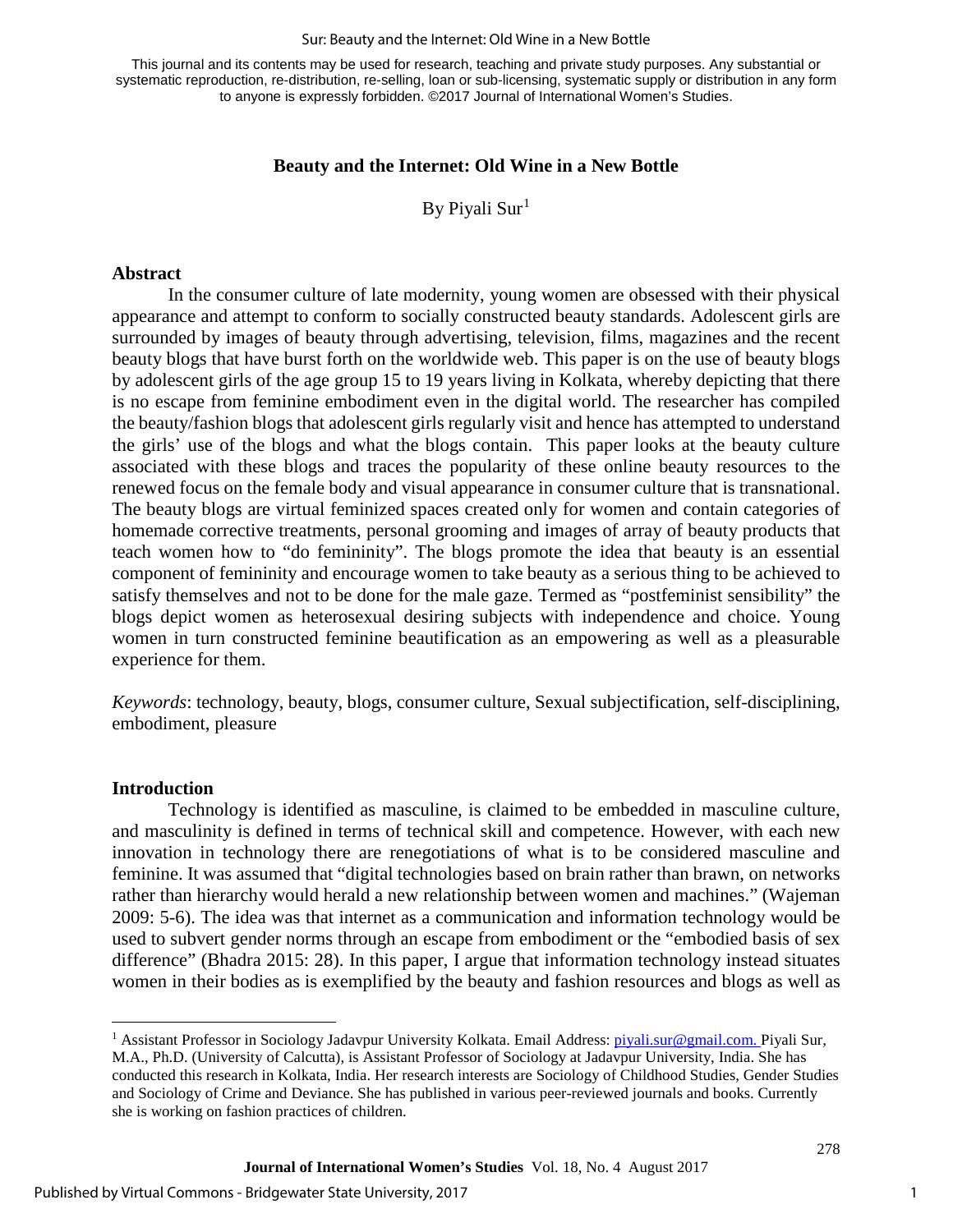This journal and its contents may be used for research, teaching and private study purposes. Any substantial or systematic reproduction, re-distribution, re-selling, loan or sub-licensing, systematic supply or distribution in any form to anyone is expressly forbidden. ©2017 Journal of International Women's Studies.

# Beauty and the Internet: Old Wine in a New Bottle

By Piyali Sur[1]

## Abstract

In the consumer culture of late modernity, young women are obsessed with their physical appearance and attempt to conform to socially constructed beauty standards. Adolescent girls are surrounded by images of beauty through advertising, television, films, magazines and the recent beauty blogs that have burst forth on the worldwide web. This paper is on the use of beauty blogs by adolescent girls of the age group 15 to 19 years living in Kolkata, whereby depicting that there is no escape from feminine embodiment even in the digital world. The researcher has compiled the beauty/fashion blogs that adolescent girls regularly visit and hence has attempted to understand the girls' use of the blogs and what the blogs contain. This paper looks at the beauty culture associated with these blogs and traces the popularity of these online beauty resources to the renewed focus on the female body and visual appearance in consumer culture that is transnational. The beauty blogs are virtual feminized spaces created only for women and contain categories of homemade corrective treatments, personal grooming and images of array of beauty products that teach women how to "do femininity". The blogs promote the idea that beauty is an essential component of femininity and encourage women to take beauty as a serious thing to be achieved to satisfy themselves and not to be done for the male gaze. Termed as "postfeminist sensibility" the blogs depict women as heterosexual desiring subjects with independence and choice. Young women in turn constructed feminine beautification as an empowering as well as a pleasurable experience for them.

*Keywords*: technology, beauty, blogs, consumer culture, Sexual subjectification, self-disciplining, embodiment, pleasure

## Introduction

Technology is identified as masculine, is claimed to be embedded in masculine culture, and masculinity is defined in terms of technical skill and competence. However, with each new innovation in technology there are renegotiations of what is to be considered masculine and feminine. It was assumed that "digital technologies based on brain rather than brawn, on networks rather than hierarchy would herald a new relationship between women and machines." (Wajeman 2009: 5-6). The idea was that internet as a communication and information technology would be used to subvert gender norms through an escape from embodiment or the "embodied basis of sex difference" (Bhadra 2015: 28). In this paper, I argue that information technology instead situates women in their bodies as is exemplified by the beauty and fashion resources and blogs as well as

[1] Assistant Professor in Sociology Jadavpur University Kolkata. Email Address: piyali.sur@gmail.com. Piyali Sur, M.A., Ph.D. (University of Calcutta), is Assistant Professor of Sociology at Jadavpur University, India. She has conducted this research in Kolkata, India. Her research interests are Sociology of Childhood Studies, Gender Studies and Sociology of Crime and Deviance. She has published in various peer-reviewed journals and books. Currently she is working on fashion practices of children.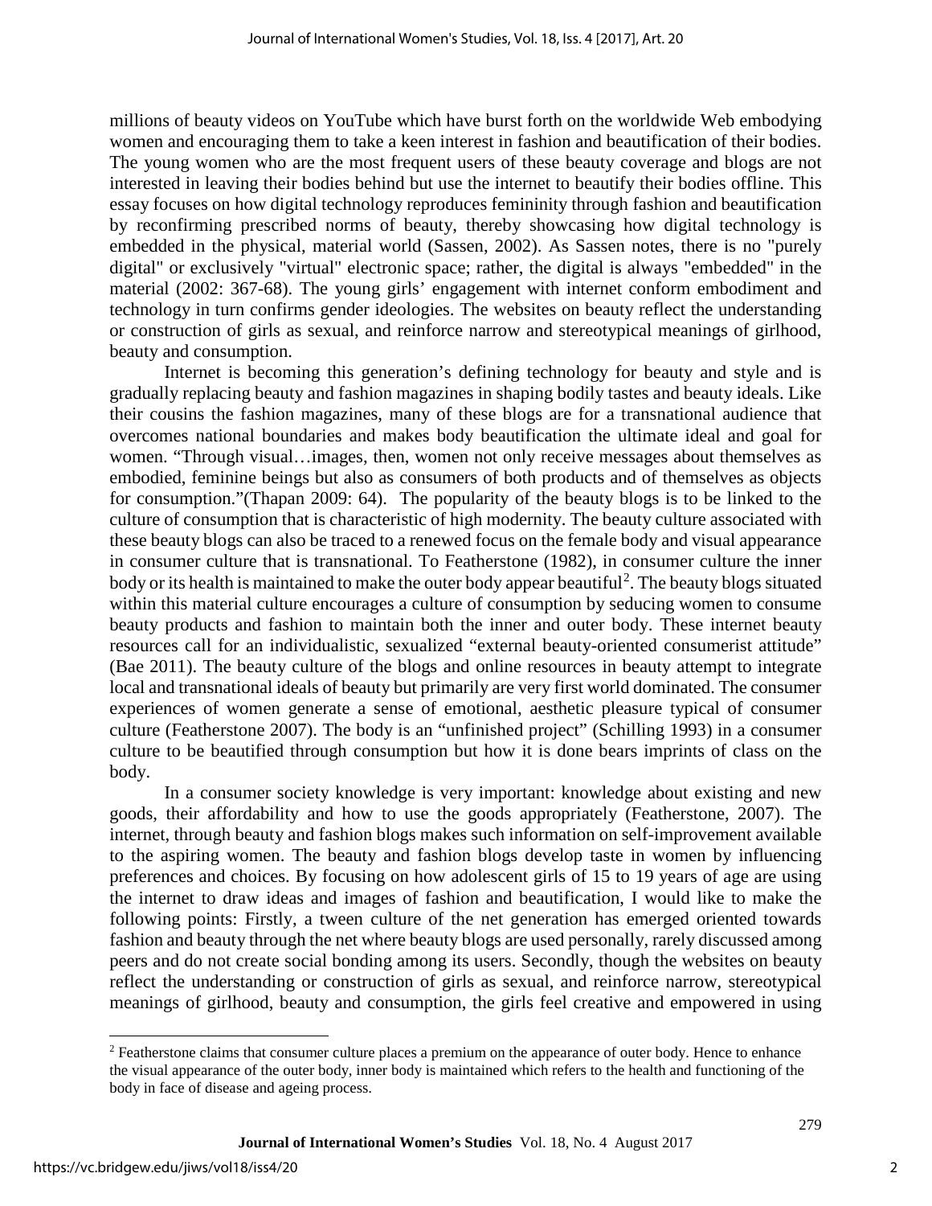millions of beauty videos on YouTube which have burst forth on the worldwide Web embodying women and encouraging them to take a keen interest in fashion and beautification of their bodies. The young women who are the most frequent users of these beauty coverage and blogs are not interested in leaving their bodies behind but use the internet to beautify their bodies offline. This essay focuses on how digital technology reproduces femininity through fashion and beautification by reconfirming prescribed norms of beauty, thereby showcasing how digital technology is embedded in the physical, material world (Sassen, 2002). As Sassen notes, there is no "purely digital" or exclusively "virtual" electronic space; rather, the digital is always "embedded" in the material (2002: 367-68). The young girls' engagement with internet conform embodiment and technology in turn confirms gender ideologies. The websites on beauty reflect the understanding or construction of girls as sexual, and reinforce narrow and stereotypical meanings of girlhood, beauty and consumption.

Internet is becoming this generation's defining technology for beauty and style and is gradually replacing beauty and fashion magazines in shaping bodily tastes and beauty ideals. Like their cousins the fashion magazines, many of these blogs are for a transnational audience that overcomes national boundaries and makes body beautification the ultimate ideal and goal for women. "Through visual…images, then, women not only receive messages about themselves as embodied, feminine beings but also as consumers of both products and of themselves as objects for consumption."(Thapan 2009: 64). The popularity of the beauty blogs is to be linked to the culture of consumption that is characteristic of high modernity. The beauty culture associated with these beauty blogs can also be traced to a renewed focus on the female body and visual appearance in consumer culture that is transnational. To Featherstone (1982), in consumer culture the inner body or its health is maintained to make the outer body appear beautiful[2]. The beauty blogs situated within this material culture encourages a culture of consumption by seducing women to consume beauty products and fashion to maintain both the inner and outer body. These internet beauty resources call for an individualistic, sexualized "external beauty-oriented consumerist attitude" (Bae 2011). The beauty culture of the blogs and online resources in beauty attempt to integrate local and transnational ideals of beauty but primarily are very first world dominated. The consumer experiences of women generate a sense of emotional, aesthetic pleasure typical of consumer culture (Featherstone 2007). The body is an "unfinished project" (Schilling 1993) in a consumer culture to be beautified through consumption but how it is done bears imprints of class on the body.

In a consumer society knowledge is very important: knowledge about existing and new goods, their affordability and how to use the goods appropriately (Featherstone, 2007). The internet, through beauty and fashion blogs makes such information on self-improvement available to the aspiring women. The beauty and fashion blogs develop taste in women by influencing preferences and choices. By focusing on how adolescent girls of 15 to 19 years of age are using the internet to draw ideas and images of fashion and beautification, I would like to make the following points: Firstly, a tween culture of the net generation has emerged oriented towards fashion and beauty through the net where beauty blogs are used personally, rarely discussed among peers and do not create social bonding among its users. Secondly, though the websites on beauty reflect the understanding or construction of girls as sexual, and reinforce narrow, stereotypical meanings of girlhood, beauty and consumption, the girls feel creative and empowered in using

[2] Featherstone claims that consumer culture places a premium on the appearance of outer body. Hence to enhance the visual appearance of the outer body, inner body is maintained which refers to the health and functioning of the body in face of disease and ageing process.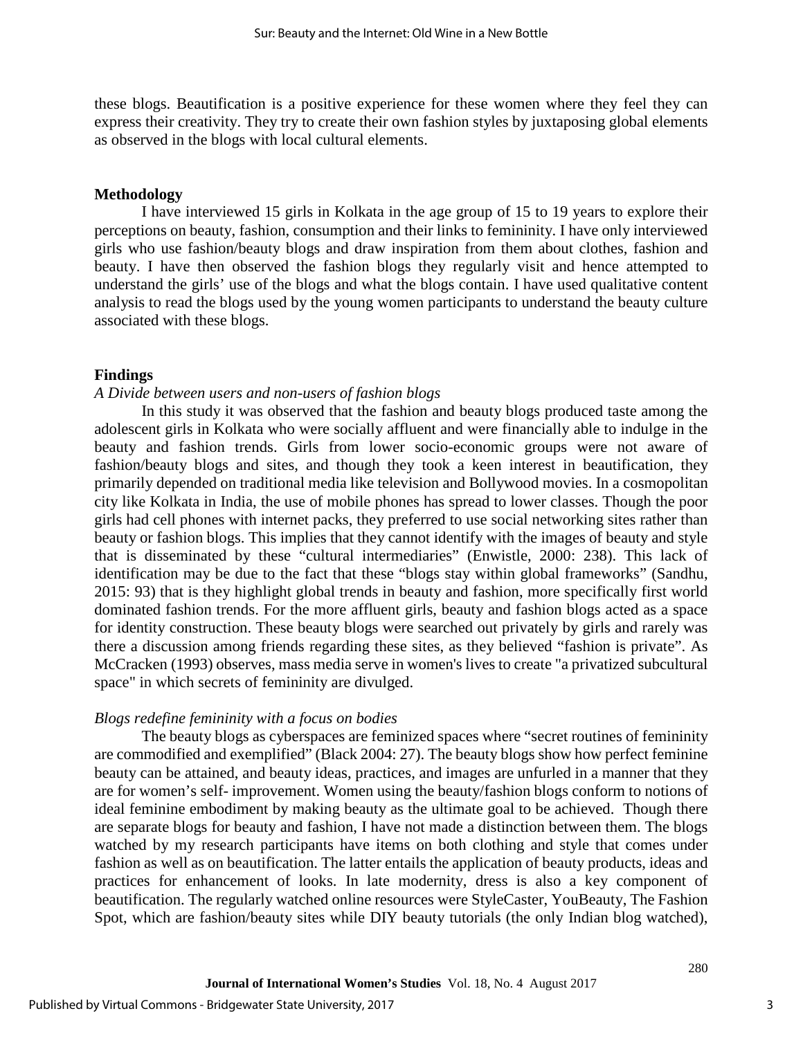these blogs. Beautification is a positive experience for these women where they feel they can express their creativity. They try to create their own fashion styles by juxtaposing global elements as observed in the blogs with local cultural elements.

## Methodology

I have interviewed 15 girls in Kolkata in the age group of 15 to 19 years to explore their perceptions on beauty, fashion, consumption and their links to femininity. I have only interviewed girls who use fashion/beauty blogs and draw inspiration from them about clothes, fashion and beauty. I have then observed the fashion blogs they regularly visit and hence attempted to understand the girls' use of the blogs and what the blogs contain. I have used qualitative content analysis to read the blogs used by the young women participants to understand the beauty culture associated with these blogs.

## Findings

*A Divide between users and non-users of fashion blogs*

In this study it was observed that the fashion and beauty blogs produced taste among the adolescent girls in Kolkata who were socially affluent and were financially able to indulge in the beauty and fashion trends. Girls from lower socio-economic groups were not aware of fashion/beauty blogs and sites, and though they took a keen interest in beautification, they primarily depended on traditional media like television and Bollywood movies. In a cosmopolitan city like Kolkata in India, the use of mobile phones has spread to lower classes. Though the poor girls had cell phones with internet packs, they preferred to use social networking sites rather than beauty or fashion blogs. This implies that they cannot identify with the images of beauty and style that is disseminated by these "cultural intermediaries" (Enwistle, 2000: 238). This lack of identification may be due to the fact that these "blogs stay within global frameworks" (Sandhu, 2015: 93) that is they highlight global trends in beauty and fashion, more specifically first world dominated fashion trends. For the more affluent girls, beauty and fashion blogs acted as a space for identity construction. These beauty blogs were searched out privately by girls and rarely was there a discussion among friends regarding these sites, as they believed "fashion is private". As McCracken (1993) observes, mass media serve in women's lives to create "a privatized subcultural space" in which secrets of femininity are divulged.

*Blogs redefine femininity with a focus on bodies*

The beauty blogs as cyberspaces are feminized spaces where "secret routines of femininity are commodified and exemplified" (Black 2004: 27). The beauty blogs show how perfect feminine beauty can be attained, and beauty ideas, practices, and images are unfurled in a manner that they are for women's self- improvement. Women using the beauty/fashion blogs conform to notions of ideal feminine embodiment by making beauty as the ultimate goal to be achieved. Though there are separate blogs for beauty and fashion, I have not made a distinction between them. The blogs watched by my research participants have items on both clothing and style that comes under fashion as well as on beautification. The latter entails the application of beauty products, ideas and practices for enhancement of looks. In late modernity, dress is also a key component of beautification. The regularly watched online resources were StyleCaster, YouBeauty, The Fashion Spot, which are fashion/beauty sites while DIY beauty tutorials (the only Indian blog watched),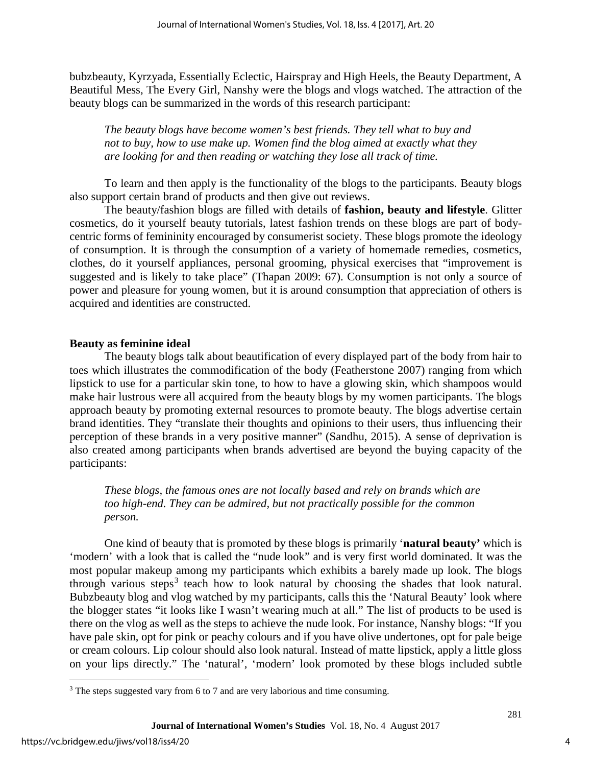bubzbeauty, Kyrzyada, Essentially Eclectic, Hairspray and High Heels, the Beauty Department, A Beautiful Mess, The Every Girl, Nanshy were the blogs and vlogs watched. The attraction of the beauty blogs can be summarized in the words of this research participant:

> *The beauty blogs have become women's best friends. They tell what to buy and not to buy, how to use make up. Women find the blog aimed at exactly what they are looking for and then reading or watching they lose all track of time.*

To learn and then apply is the functionality of the blogs to the participants. Beauty blogs also support certain brand of products and then give out reviews.

The beauty/fashion blogs are filled with details of **fashion, beauty and lifestyle**. Glitter cosmetics, do it yourself beauty tutorials, latest fashion trends on these blogs are part of body-centric forms of femininity encouraged by consumerist society. These blogs promote the ideology of consumption. It is through the consumption of a variety of homemade remedies, cosmetics, clothes, do it yourself appliances, personal grooming, physical exercises that "improvement is suggested and is likely to take place" (Thapan 2009: 67). Consumption is not only a source of power and pleasure for young women, but it is around consumption that appreciation of others is acquired and identities are constructed.

**Beauty as feminine ideal**

The beauty blogs talk about beautification of every displayed part of the body from hair to toes which illustrates the commodification of the body (Featherstone 2007) ranging from which lipstick to use for a particular skin tone, to how to have a glowing skin, which shampoos would make hair lustrous were all acquired from the beauty blogs by my women participants. The blogs approach beauty by promoting external resources to promote beauty. The blogs advertise certain brand identities. They "translate their thoughts and opinions to their users, thus influencing their perception of these brands in a very positive manner" (Sandhu, 2015). A sense of deprivation is also created among participants when brands advertised are beyond the buying capacity of the participants:

> *These blogs, the famous ones are not locally based and rely on brands which are too high-end. They can be admired, but not practically possible for the common person.*

One kind of beauty that is promoted by these blogs is primarily '**natural beauty'** which is 'modern' with a look that is called the "nude look" and is very first world dominated. It was the most popular makeup among my participants which exhibits a barely made up look. The blogs through various steps[3] teach how to look natural by choosing the shades that look natural. Bubzbeauty blog and vlog watched by my participants, calls this the 'Natural Beauty' look where the blogger states "it looks like I wasn't wearing much at all." The list of products to be used is there on the vlog as well as the steps to achieve the nude look. For instance, Nanshy blogs: "If you have pale skin, opt for pink or peachy colours and if you have olive undertones, opt for pale beige or cream colours. Lip colour should also look natural. Instead of matte lipstick, apply a little gloss on your lips directly." The 'natural', 'modern' look promoted by these blogs included subtle

[3] The steps suggested vary from 6 to 7 and are very laborious and time consuming.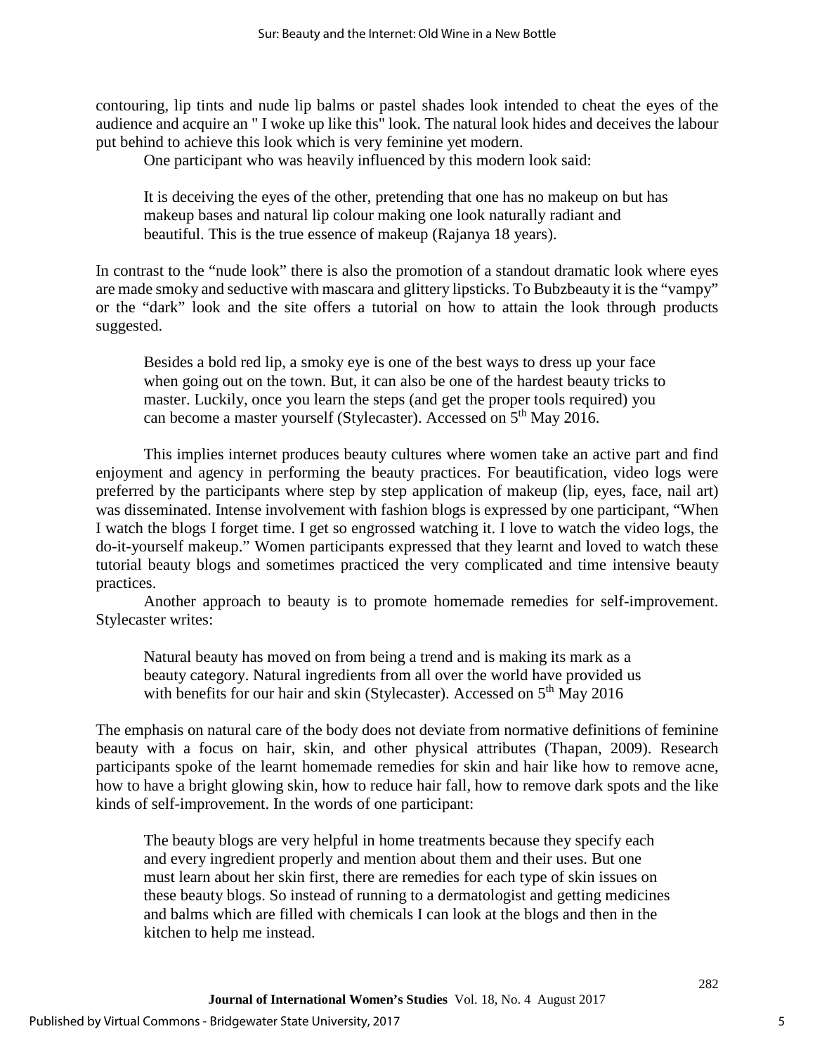contouring, lip tints and nude lip balms or pastel shades look intended to cheat the eyes of the audience and acquire an " I woke up like this" look. The natural look hides and deceives the labour put behind to achieve this look which is very feminine yet modern.

One participant who was heavily influenced by this modern look said:

> It is deceiving the eyes of the other, pretending that one has no makeup on but has makeup bases and natural lip colour making one look naturally radiant and beautiful. This is the true essence of makeup (Rajanya 18 years).

In contrast to the "nude look" there is also the promotion of a standout dramatic look where eyes are made smoky and seductive with mascara and glittery lipsticks. To Bubzbeauty it is the "vampy" or the "dark" look and the site offers a tutorial on how to attain the look through products suggested.

> Besides a bold red lip, a smoky eye is one of the best ways to dress up your face when going out on the town. But, it can also be one of the hardest beauty tricks to master. Luckily, once you learn the steps (and get the proper tools required) you can become a master yourself (Stylecaster). Accessed on 5th May 2016.

This implies internet produces beauty cultures where women take an active part and find enjoyment and agency in performing the beauty practices. For beautification, video logs were preferred by the participants where step by step application of makeup (lip, eyes, face, nail art) was disseminated. Intense involvement with fashion blogs is expressed by one participant, "When I watch the blogs I forget time. I get so engrossed watching it. I love to watch the video logs, the do-it-yourself makeup." Women participants expressed that they learnt and loved to watch these tutorial beauty blogs and sometimes practiced the very complicated and time intensive beauty practices.

Another approach to beauty is to promote homemade remedies for self-improvement. Stylecaster writes:

> Natural beauty has moved on from being a trend and is making its mark as a beauty category. Natural ingredients from all over the world have provided us with benefits for our hair and skin (Stylecaster). Accessed on 5th May 2016

The emphasis on natural care of the body does not deviate from normative definitions of feminine beauty with a focus on hair, skin, and other physical attributes (Thapan, 2009). Research participants spoke of the learnt homemade remedies for skin and hair like how to remove acne, how to have a bright glowing skin, how to reduce hair fall, how to remove dark spots and the like kinds of self-improvement. In the words of one participant:

> The beauty blogs are very helpful in home treatments because they specify each and every ingredient properly and mention about them and their uses. But one must learn about her skin first, there are remedies for each type of skin issues on these beauty blogs. So instead of running to a dermatologist and getting medicines and balms which are filled with chemicals I can look at the blogs and then in the kitchen to help me instead.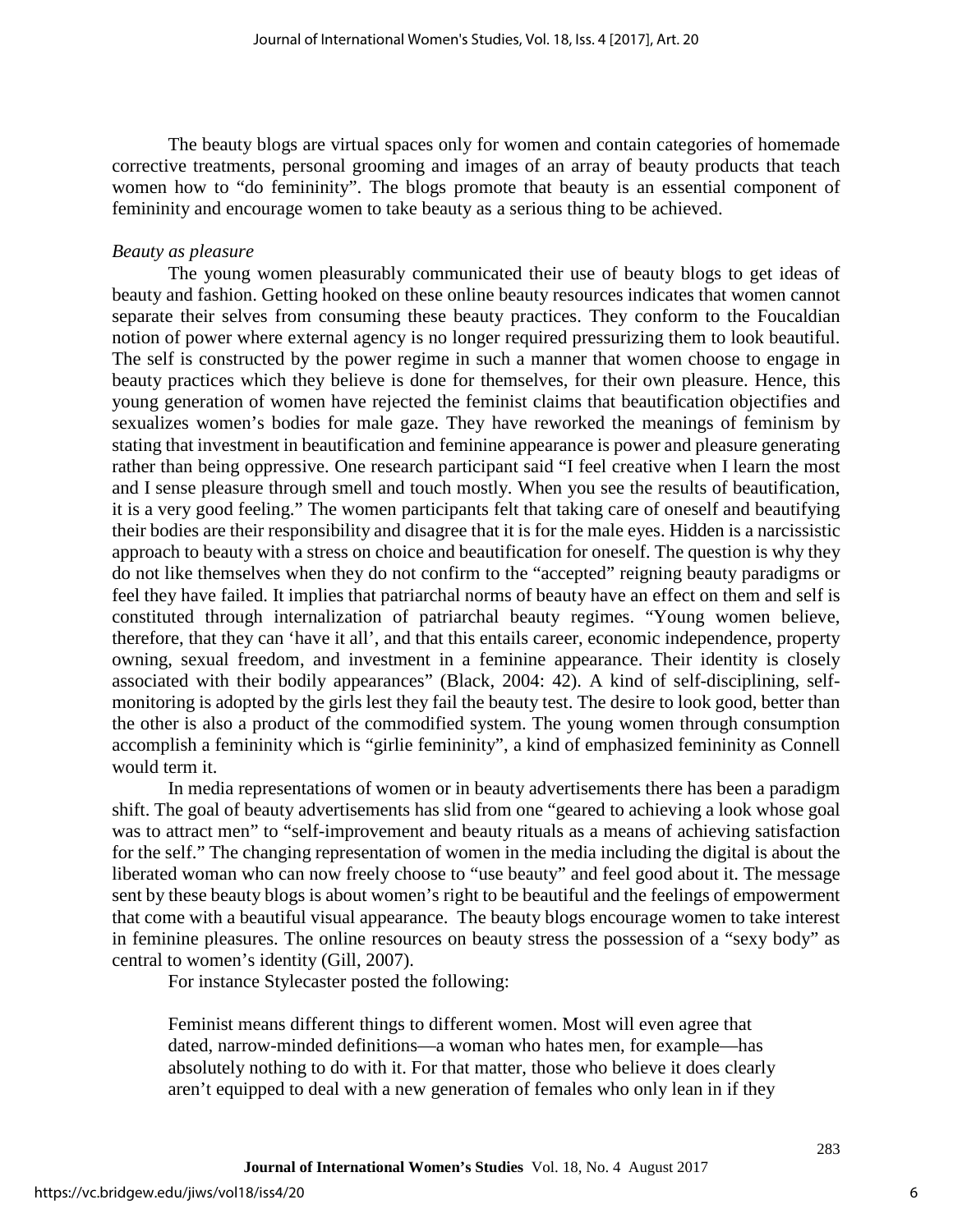The beauty blogs are virtual spaces only for women and contain categories of homemade corrective treatments, personal grooming and images of an array of beauty products that teach women how to "do femininity". The blogs promote that beauty is an essential component of femininity and encourage women to take beauty as a serious thing to be achieved.

*Beauty as pleasure*

The young women pleasurably communicated their use of beauty blogs to get ideas of beauty and fashion. Getting hooked on these online beauty resources indicates that women cannot separate their selves from consuming these beauty practices. They conform to the Foucaldian notion of power where external agency is no longer required pressurizing them to look beautiful. The self is constructed by the power regime in such a manner that women choose to engage in beauty practices which they believe is done for themselves, for their own pleasure. Hence, this young generation of women have rejected the feminist claims that beautification objectifies and sexualizes women's bodies for male gaze. They have reworked the meanings of feminism by stating that investment in beautification and feminine appearance is power and pleasure generating rather than being oppressive. One research participant said "I feel creative when I learn the most and I sense pleasure through smell and touch mostly. When you see the results of beautification, it is a very good feeling." The women participants felt that taking care of oneself and beautifying their bodies are their responsibility and disagree that it is for the male eyes. Hidden is a narcissistic approach to beauty with a stress on choice and beautification for oneself. The question is why they do not like themselves when they do not confirm to the "accepted" reigning beauty paradigms or feel they have failed. It implies that patriarchal norms of beauty have an effect on them and self is constituted through internalization of patriarchal beauty regimes. "Young women believe, therefore, that they can 'have it all', and that this entails career, economic independence, property owning, sexual freedom, and investment in a feminine appearance. Their identity is closely associated with their bodily appearances" (Black, 2004: 42). A kind of self-disciplining, self-monitoring is adopted by the girls lest they fail the beauty test. The desire to look good, better than the other is also a product of the commodified system. The young women through consumption accomplish a femininity which is "girlie femininity", a kind of emphasized femininity as Connell would term it.

In media representations of women or in beauty advertisements there has been a paradigm shift. The goal of beauty advertisements has slid from one "geared to achieving a look whose goal was to attract men" to "self-improvement and beauty rituals as a means of achieving satisfaction for the self." The changing representation of women in the media including the digital is about the liberated woman who can now freely choose to "use beauty" and feel good about it. The message sent by these beauty blogs is about women's right to be beautiful and the feelings of empowerment that come with a beautiful visual appearance. The beauty blogs encourage women to take interest in feminine pleasures. The online resources on beauty stress the possession of a "sexy body" as central to women's identity (Gill, 2007).

For instance Stylecaster posted the following:

> Feminist means different things to different women. Most will even agree that dated, narrow-minded definitions—a woman who hates men, for example—has absolutely nothing to do with it. For that matter, those who believe it does clearly aren't equipped to deal with a new generation of females who only lean in if they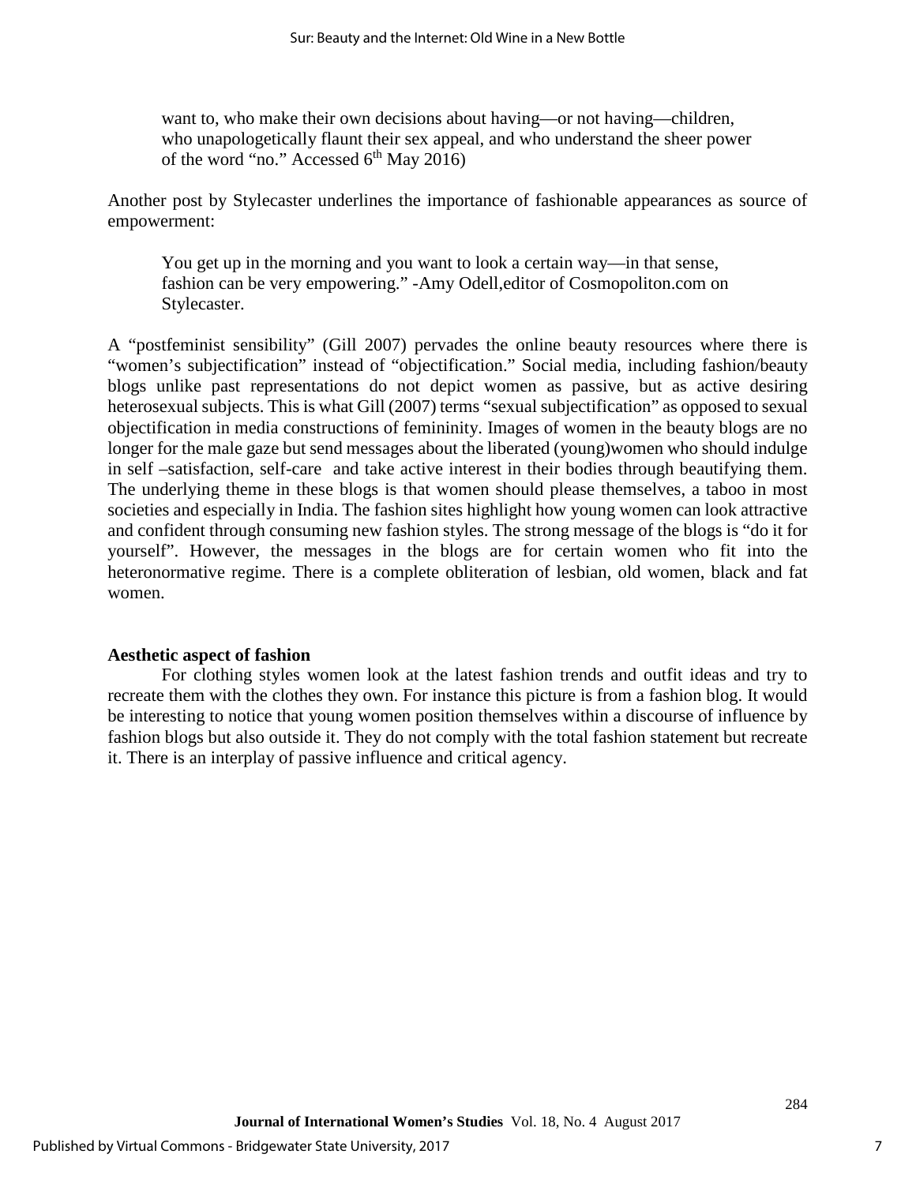> want to, who make their own decisions about having—or not having—children, who unapologetically flaunt their sex appeal, and who understand the sheer power of the word "no." Accessed 6th May 2016)

Another post by Stylecaster underlines the importance of fashionable appearances as source of empowerment:

> You get up in the morning and you want to look a certain way—in that sense, fashion can be very empowering." -Amy Odell,editor of Cosmopoliton.com on Stylecaster.

A "postfeminist sensibility" (Gill 2007) pervades the online beauty resources where there is "women's subjectification" instead of "objectification." Social media, including fashion/beauty blogs unlike past representations do not depict women as passive, but as active desiring heterosexual subjects. This is what Gill (2007) terms "sexual subjectification" as opposed to sexual objectification in media constructions of femininity. Images of women in the beauty blogs are no longer for the male gaze but send messages about the liberated (young)women who should indulge in self –satisfaction, self-care and take active interest in their bodies through beautifying them. The underlying theme in these blogs is that women should please themselves, a taboo in most societies and especially in India. The fashion sites highlight how young women can look attractive and confident through consuming new fashion styles. The strong message of the blogs is "do it for yourself". However, the messages in the blogs are for certain women who fit into the heteronormative regime. There is a complete obliteration of lesbian, old women, black and fat women.

**Aesthetic aspect of fashion**

For clothing styles women look at the latest fashion trends and outfit ideas and try to recreate them with the clothes they own. For instance this picture is from a fashion blog. It would be interesting to notice that young women position themselves within a discourse of influence by fashion blogs but also outside it. They do not comply with the total fashion statement but recreate it. There is an interplay of passive influence and critical agency.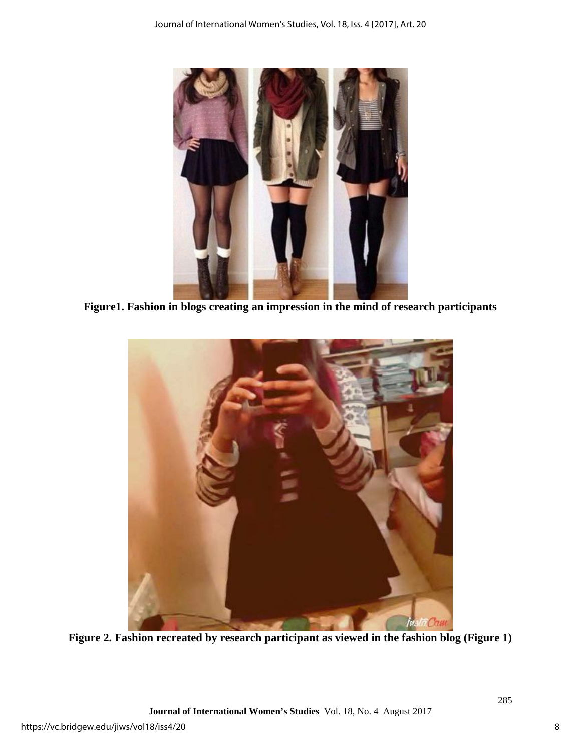**Figure1. Fashion in blogs creating an impression in the mind of research participants**

**Figure 2. Fashion recreated by research participant as viewed in the fashion blog (Figure 1)**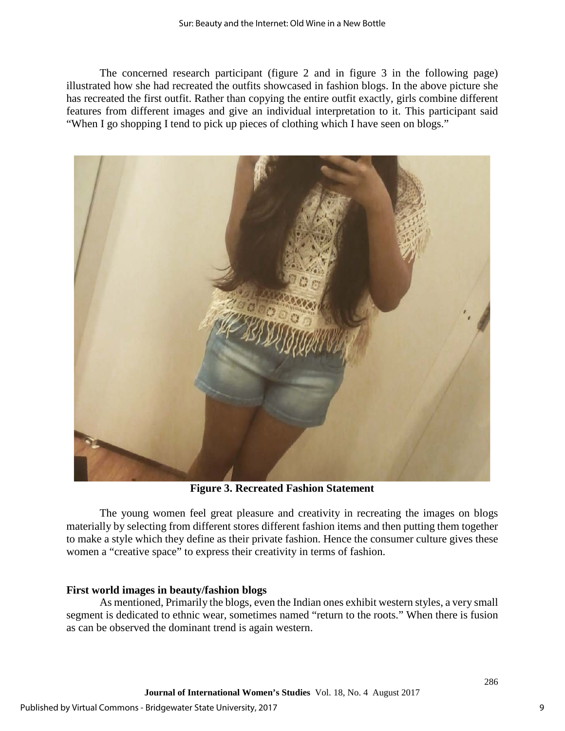The concerned research participant (figure 2 and in figure 3 in the following page) illustrated how she had recreated the outfits showcased in fashion blogs. In the above picture she has recreated the first outfit. Rather than copying the entire outfit exactly, girls combine different features from different images and give an individual interpretation to it. This participant said "When I go shopping I tend to pick up pieces of clothing which I have seen on blogs."

**Figure 3. Recreated Fashion Statement**

The young women feel great pleasure and creativity in recreating the images on blogs materially by selecting from different stores different fashion items and then putting them together to make a style which they define as their private fashion. Hence the consumer culture gives these women a "creative space" to express their creativity in terms of fashion.

**First world images in beauty/fashion blogs**

As mentioned, Primarily the blogs, even the Indian ones exhibit western styles, a very small segment is dedicated to ethnic wear, sometimes named "return to the roots." When there is fusion as can be observed the dominant trend is again western.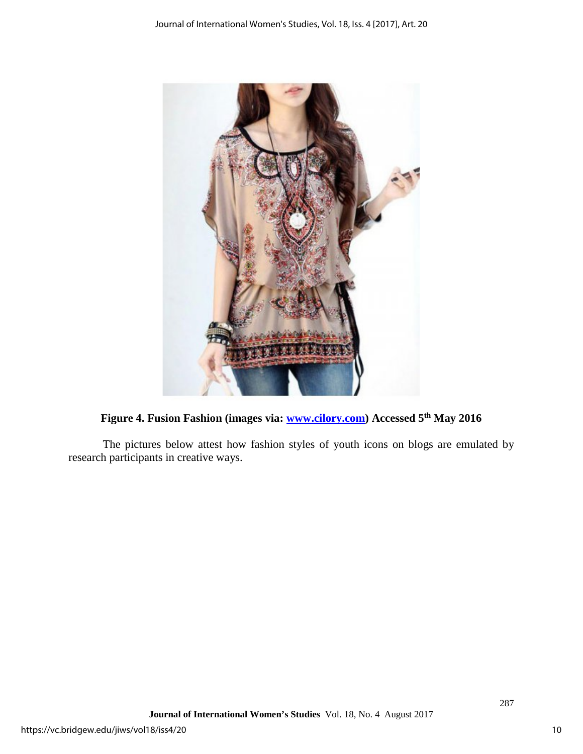**Figure 4. Fusion Fashion (images via: [www.cilory.com](http://www.cilory.com)) Accessed 5th May 2016**

The pictures below attest how fashion styles of youth icons on blogs are emulated by research participants in creative ways.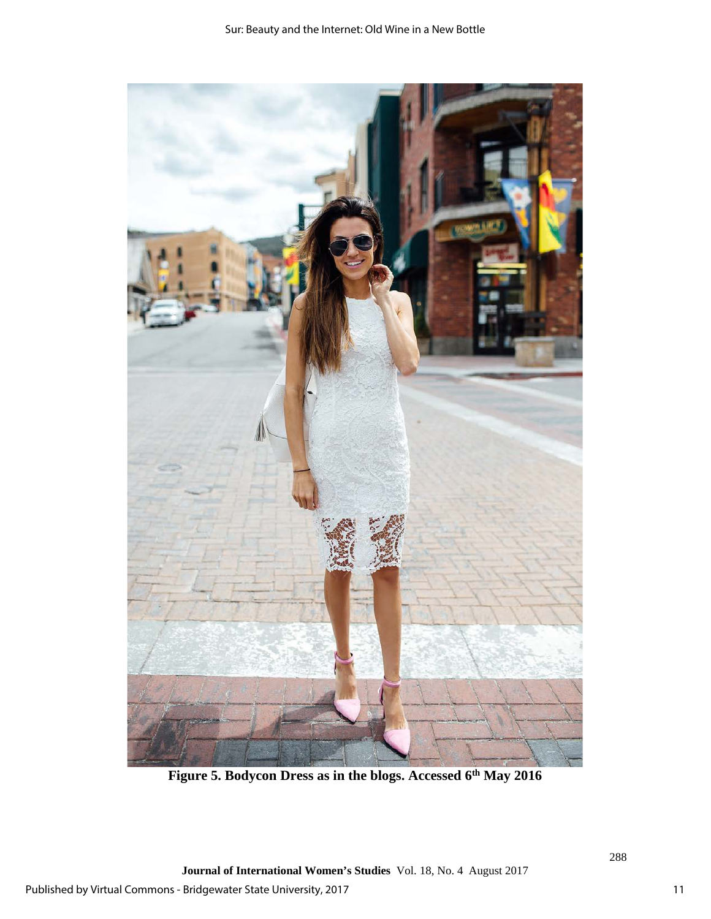**Figure 5. Bodycon Dress as in the blogs. Accessed 6th May 2016**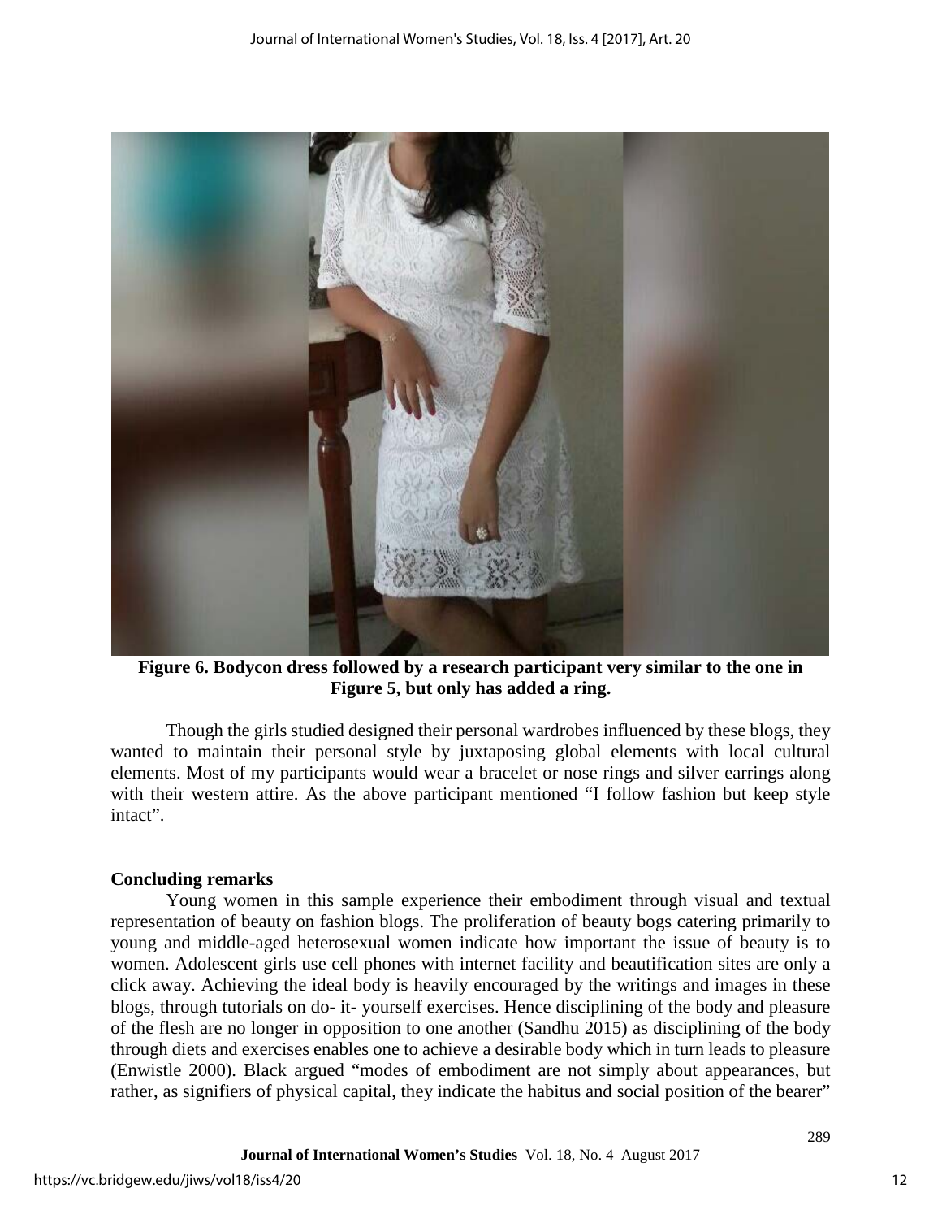**Figure 6. Bodycon dress followed by a research participant very similar to the one in Figure 5, but only has added a ring.**

Though the girls studied designed their personal wardrobes influenced by these blogs, they wanted to maintain their personal style by juxtaposing global elements with local cultural elements. Most of my participants would wear a bracelet or nose rings and silver earrings along with their western attire. As the above participant mentioned "I follow fashion but keep style intact".

## Concluding remarks

Young women in this sample experience their embodiment through visual and textual representation of beauty on fashion blogs. The proliferation of beauty bogs catering primarily to young and middle-aged heterosexual women indicate how important the issue of beauty is to women. Adolescent girls use cell phones with internet facility and beautification sites are only a click away. Achieving the ideal body is heavily encouraged by the writings and images in these blogs, through tutorials on do- it- yourself exercises. Hence disciplining of the body and pleasure of the flesh are no longer in opposition to one another (Sandhu 2015) as disciplining of the body through diets and exercises enables one to achieve a desirable body which in turn leads to pleasure (Enwistle 2000). Black argued "modes of embodiment are not simply about appearances, but rather, as signifiers of physical capital, they indicate the habitus and social position of the bearer"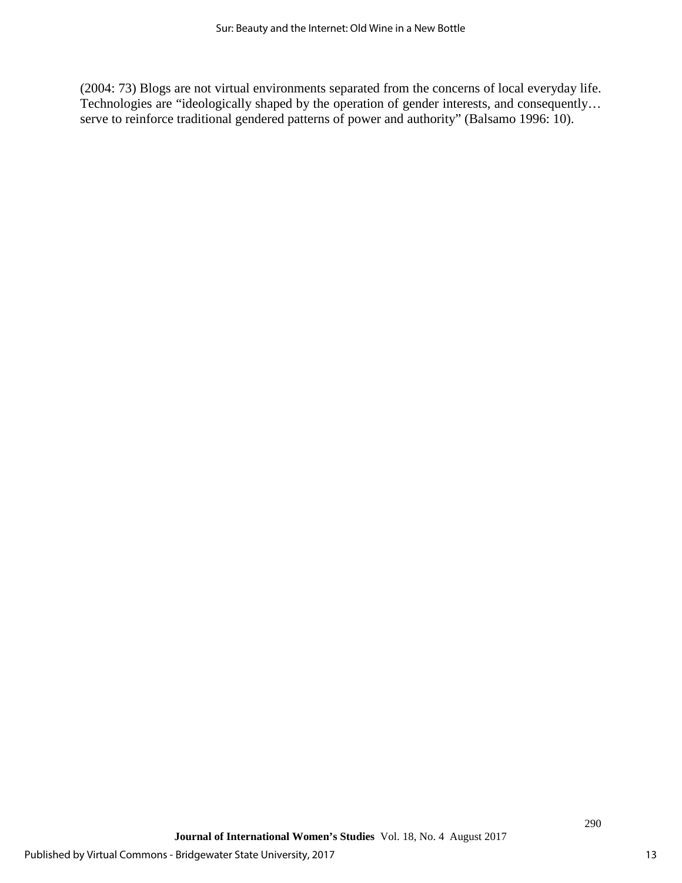(2004: 73) Blogs are not virtual environments separated from the concerns of local everyday life. Technologies are "ideologically shaped by the operation of gender interests, and consequently… serve to reinforce traditional gendered patterns of power and authority" (Balsamo 1996: 10).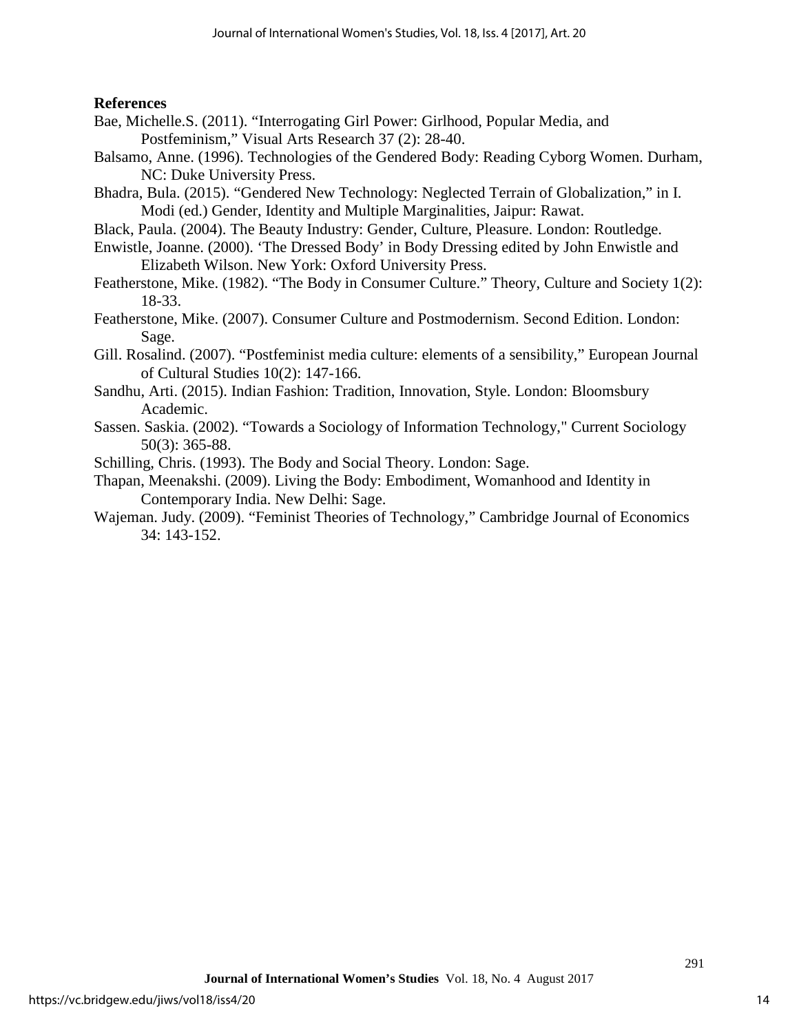## References

Bae, Michelle.S. (2011). "Interrogating Girl Power: Girlhood, Popular Media, and Postfeminism," Visual Arts Research 37 (2): 28-40.

Balsamo, Anne. (1996). Technologies of the Gendered Body: Reading Cyborg Women. Durham, NC: Duke University Press.

Bhadra, Bula. (2015). "Gendered New Technology: Neglected Terrain of Globalization," in I. Modi (ed.) Gender, Identity and Multiple Marginalities, Jaipur: Rawat.

Black, Paula. (2004). The Beauty Industry: Gender, Culture, Pleasure. London: Routledge.

Enwistle, Joanne. (2000). 'The Dressed Body' in Body Dressing edited by John Enwistle and Elizabeth Wilson. New York: Oxford University Press.

Featherstone, Mike. (1982). "The Body in Consumer Culture." Theory, Culture and Society 1(2): 18-33.

Featherstone, Mike. (2007). Consumer Culture and Postmodernism. Second Edition. London: Sage.

Gill. Rosalind. (2007). "Postfeminist media culture: elements of a sensibility," European Journal of Cultural Studies 10(2): 147-166.

Sandhu, Arti. (2015). Indian Fashion: Tradition, Innovation, Style. London: Bloomsbury Academic.

Sassen. Saskia. (2002). "Towards a Sociology of Information Technology," Current Sociology 50(3): 365-88.

Schilling, Chris. (1993). The Body and Social Theory. London: Sage.

Thapan, Meenakshi. (2009). Living the Body: Embodiment, Womanhood and Identity in Contemporary India. New Delhi: Sage.

Wajeman. Judy. (2009). "Feminist Theories of Technology," Cambridge Journal of Economics 34: 143-152.